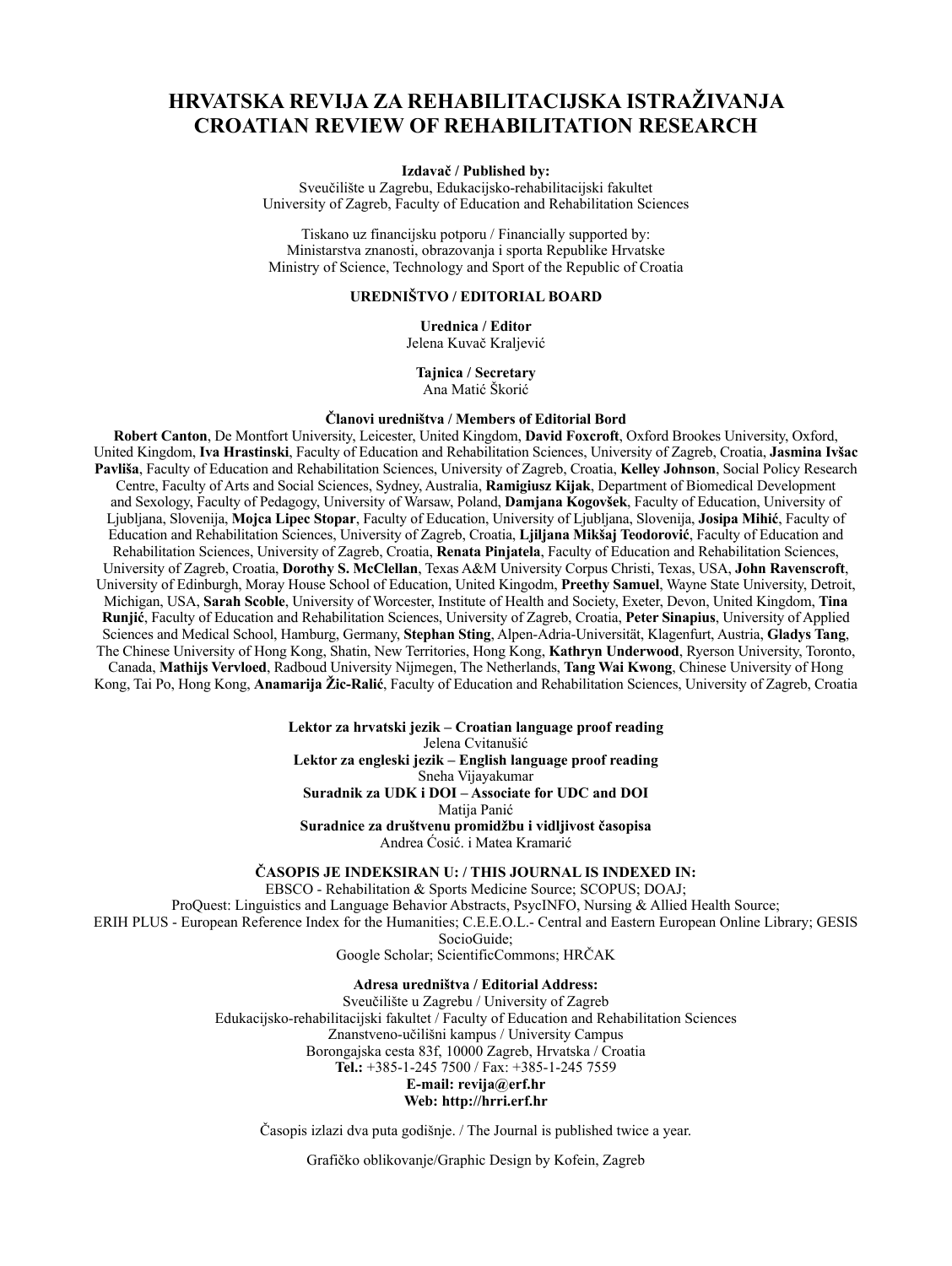# HRVATSKA REVIJA ZA REHABILITACIJSKA ISTRAŽIVANJA
# CROATIAN REVIEW OF REHABILITATION RESEARCH

**Izdavač / Published by:**
Sveučilište u Zagrebu, Edukacijsko-rehabilitacijski fakultet
University of Zagreb, Faculty of Education and Rehabilitation Sciences

Tiskano uz financijsku potporu / Financially supported by:
Ministarstva znanosti, obrazovanja i sporta Republike Hrvatske
Ministry of Science, Technology and Sport of the Republic of Croatia

**UREDNIŠTVO / EDITORIAL BOARD**

**Urednica / Editor**
Jelena Kuvač Kraljević

**Tajnica / Secretary**
Ana Matić Škorić

**Članovi uredništva / Members of Editorial Bord**

**Robert Canton**, De Montfort University, Leicester, United Kingdom, **David Foxcroft**, Oxford Brookes University, Oxford, United Kingdom, **Iva Hrastinski**, Faculty of Education and Rehabilitation Sciences, University of Zagreb, Croatia, **Jasmina Ivšac Pavliša**, Faculty of Education and Rehabilitation Sciences, University of Zagreb, Croatia, **Kelley Johnson**, Social Policy Research Centre, Faculty of Arts and Social Sciences, Sydney, Australia, **Ramigiusz Kijak**, Department of Biomedical Development and Sexology, Faculty of Pedagogy, University of Warsaw, Poland, **Damjana Kogovšek**, Faculty of Education, University of Ljubljana, Slovenija, **Mojca Lipec Stopar**, Faculty of Education, University of Ljubljana, Slovenija, **Josipa Mihić**, Faculty of Education and Rehabilitation Sciences, University of Zagreb, Croatia, **Ljiljana Mikšaj Teodorović**, Faculty of Education and Rehabilitation Sciences, University of Zagreb, Croatia, **Renata Pinjatela**, Faculty of Education and Rehabilitation Sciences, University of Zagreb, Croatia, **Dorothy S. McClellan**, Texas A&M University Corpus Christi, Texas, USA, **John Ravenscroft**, University of Edinburgh, Moray House School of Education, United Kingodm, **Preethy Samuel**, Wayne State University, Detroit, Michigan, USA, **Sarah Scoble**, University of Worcester, Institute of Health and Society, Exeter, Devon, United Kingdom, **Tina Runjić**, Faculty of Education and Rehabilitation Sciences, University of Zagreb, Croatia, **Peter Sinapius**, University of Applied Sciences and Medical School, Hamburg, Germany, **Stephan Sting**, Alpen-Adria-Universität, Klagenfurt, Austria, **Gladys Tang**, The Chinese University of Hong Kong, Shatin, New Territories, Hong Kong, **Kathryn Underwood**, Ryerson University, Toronto, Canada, **Mathijs Vervloed**, Radboud University Nijmegen, The Netherlands, **Tang Wai Kwong**, Chinese University of Hong Kong, Tai Po, Hong Kong, **Anamarija Žic-Ralić**, Faculty of Education and Rehabilitation Sciences, University of Zagreb, Croatia

**Lektor za hrvatski jezik – Croatian language proof reading**
Jelena Cvitanušić
**Lektor za engleski jezik – English language proof reading**
Sneha Vijayakumar
**Suradnik za UDK i DOI – Associate for UDC and DOI**
Matija Panić
**Suradnice za društvenu promidžbu i vidljivost časopisa**
Andrea Ćosić. i Matea Kramarić

**ČASOPIS JE INDEKSIRAN U: / THIS JOURNAL IS INDEXED IN:**
EBSCO - Rehabilitation & Sports Medicine Source; SCOPUS; DOAJ;
ProQuest: Linguistics and Language Behavior Abstracts, PsycINFO, Nursing & Allied Health Source;
ERIH PLUS - European Reference Index for the Humanities; C.E.E.O.L.- Central and Eastern European Online Library; GESIS SocioGuide;
Google Scholar; ScientificCommons; HRČAK

**Adresa uredništva / Editorial Address:**
Sveučilište u Zagrebu / University of Zagreb
Edukacijsko-rehabilitacijski fakultet / Faculty of Education and Rehabilitation Sciences
Znanstveno-učilišni kampus / University Campus
Borongajska cesta 83f, 10000 Zagreb, Hrvatska / Croatia
**Tel.:** +385-1-245 7500 / Fax: +385-1-245 7559
**E-mail: revija@erf.hr**
**Web: http://hrri.erf.hr**

Časopis izlazi dva puta godišnje. / The Journal is published twice a year.

Grafičko oblikovanje/Graphic Design by Kofein, Zagreb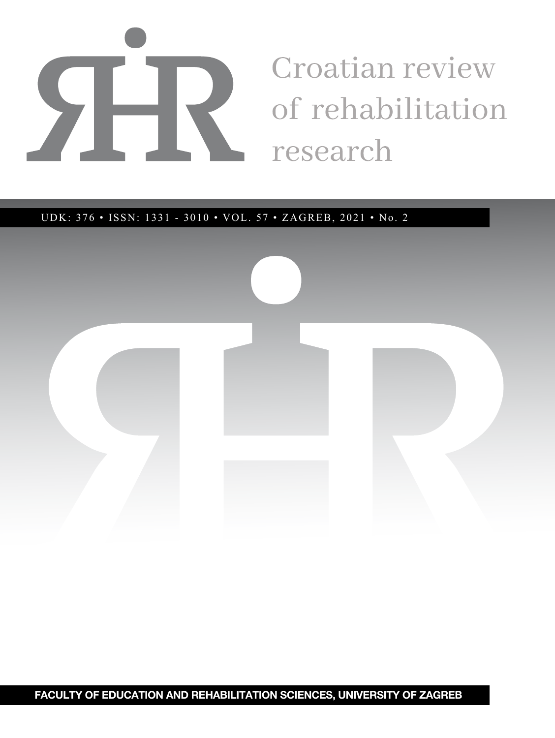Croatian review of rehabilitation research

UDK: 376 • ISSN: 1331 - 3010 • VOL. 57 • ZAGREB, 2021 • No. 2

FACULTY OF EDUCATION AND REHABILITATION SCIENCES, UNIVERSITY OF ZAGREB